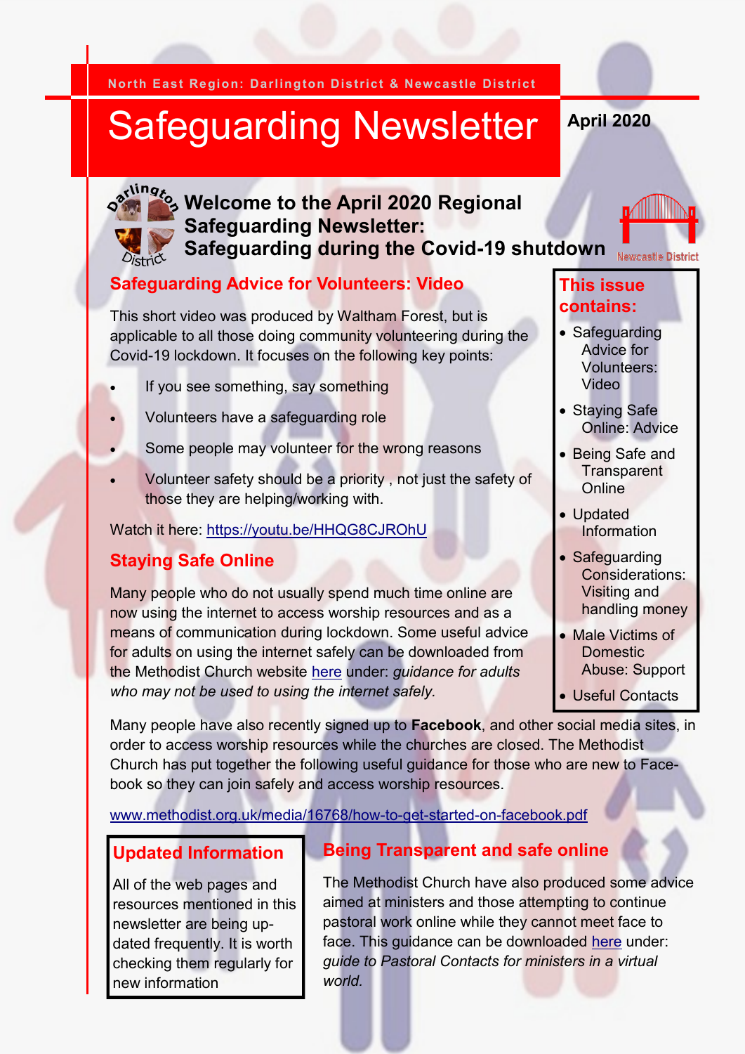North East Region: Darlington District & Newcastle District

# Safeguarding Newsletter

April 2020

## Welcome to the April 2020 Regional Safeguarding Newsletter: Safeguarding during the Covid-19 shutdown

### This issue contains:

- Safeguarding Advice for Volunteers: Video
- Staying Safe Online: Advice
- Being Safe and Transparent Online
- Updated Information
- Safeguarding Considerations: Visiting and handling money
- Male Victims of Domestic Abuse: Support
- Useful Contacts

### Safeguarding Advice for Volunteers: Video

This short video was produced by Waltham Forest, but is applicable to all those doing community volunteering during the Covid-19 lockdown. It focuses on the following key points:

- If you see something, say something
- Volunteers have a safeguarding role
- Some people may volunteer for the wrong reasons
- Volunteer safety should be a priority , not just the safety of those they are helping/working with.

Watch it here: https://youtu.be/HHQG8CJROhU

### Staying Safe Online

Many people who do not usually spend much time online are now using the internet to access worship resources and as a means of communication during lockdown. Some useful advice for adults on using the internet safely can be downloaded from the Methodist Church website here under: *guidance for adults who may not be used to using the internet safely.*

Many people have also recently signed up to **Facebook**, and other social media sites, in order to access worship resources while the churches are closed. The Methodist Church has put together the following useful guidance for those who are new to Facebook so they can join safely and access worship resources.

www.methodist.org.uk/media/16768/how-to-get-started-on-facebook.pdf

### Updated Information

All of the web pages and resources mentioned in this newsletter are being updated frequently. It is worth checking them regularly for new information

### Being Transparent and safe online

The Methodist Church have also produced some advice aimed at ministers and those attempting to continue pastoral work online while they cannot meet face to face. This guidance can be downloaded here under: *guide to Pastoral Contacts for ministers in a virtual world.*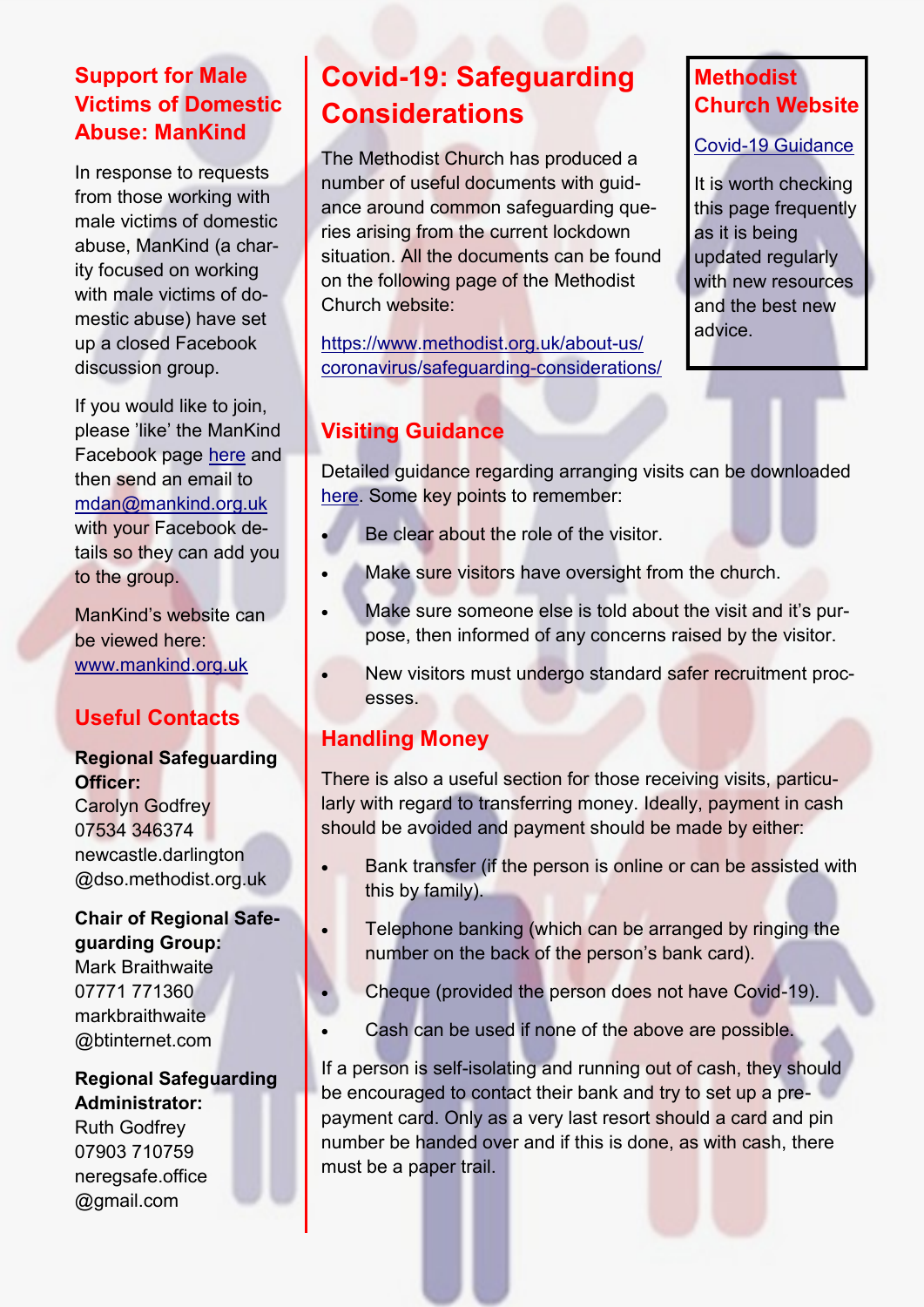## Support for Male Victims of Domestic Abuse: ManKind

In response to requests from those working with male victims of domestic abuse, ManKind (a charity focused on working with male victims of domestic abuse) have set up a closed Facebook discussion group.

If you would like to join, please 'like' the ManKind Facebook page here and then send an email to mdan@mankind.org.uk with your Facebook details so they can add you to the group.

ManKind's website can be viewed here: www.mankind.org.uk

## Useful Contacts

**Regional Safeguarding Officer:**
Carolyn Godfrey
07534 346374
newcastle.darlington@dso.methodist.org.uk

**Chair of Regional Safeguarding Group:**
Mark Braithwaite
07771 771360
markbraithwaite@btinternet.com

**Regional Safeguarding Administrator:**
Ruth Godfrey
07903 710759
neregsafe.office@gmail.com

# Covid-19: Safeguarding Considerations

The Methodist Church has produced a number of useful documents with guidance around common safeguarding queries arising from the current lockdown situation. All the documents can be found on the following page of the Methodist Church website:

https://www.methodist.org.uk/about-us/coronavirus/safeguarding-considerations/

## Methodist Church Website

Covid-19 Guidance

It is worth checking this page frequently as it is being updated regularly with new resources and the best new advice.

## Visiting Guidance

Detailed guidance regarding arranging visits can be downloaded here. Some key points to remember:

- Be clear about the role of the visitor.
- Make sure visitors have oversight from the church.
- Make sure someone else is told about the visit and it's purpose, then informed of any concerns raised by the visitor.
- New visitors must undergo standard safer recruitment processes.

## Handling Money

There is also a useful section for those receiving visits, particularly with regard to transferring money. Ideally, payment in cash should be avoided and payment should be made by either:

- Bank transfer (if the person is online or can be assisted with this by family).
- Telephone banking (which can be arranged by ringing the number on the back of the person's bank card).
- Cheque (provided the person does not have Covid-19).
- Cash can be used if none of the above are possible.

If a person is self-isolating and running out of cash, they should be encouraged to contact their bank and try to set up a pre-payment card. Only as a very last resort should a card and pin number be handed over and if this is done, as with cash, there must be a paper trail.